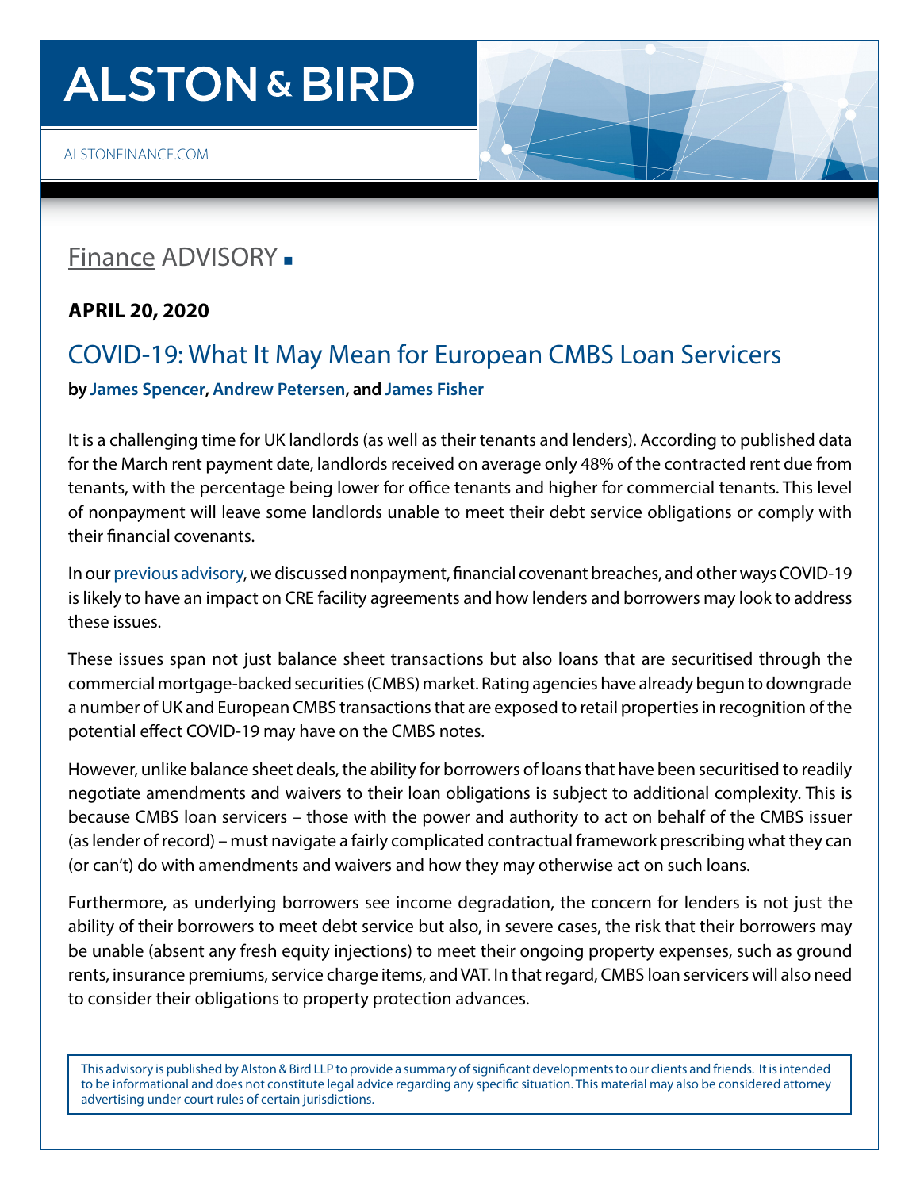# ALSTON & BIRD

ALSTONFINANCE.COM

## Finance ADVISORY

**APRIL 20, 2020**

## COVID-19: What It May Mean for European CMBS Loan Servicers

**by James Spencer, Andrew Petersen, and James Fisher**

It is a challenging time for UK landlords (as well as their tenants and lenders). According to published data for the March rent payment date, landlords received on average only 48% of the contracted rent due from tenants, with the percentage being lower for office tenants and higher for commercial tenants. This level of nonpayment will leave some landlords unable to meet their debt service obligations or comply with their financial covenants.

In our previous advisory, we discussed nonpayment, financial covenant breaches, and other ways COVID-19 is likely to have an impact on CRE facility agreements and how lenders and borrowers may look to address these issues.

These issues span not just balance sheet transactions but also loans that are securitised through the commercial mortgage-backed securities (CMBS) market. Rating agencies have already begun to downgrade a number of UK and European CMBS transactions that are exposed to retail properties in recognition of the potential effect COVID-19 may have on the CMBS notes.

However, unlike balance sheet deals, the ability for borrowers of loans that have been securitised to readily negotiate amendments and waivers to their loan obligations is subject to additional complexity. This is because CMBS loan servicers – those with the power and authority to act on behalf of the CMBS issuer (as lender of record) – must navigate a fairly complicated contractual framework prescribing what they can (or can't) do with amendments and waivers and how they may otherwise act on such loans.

Furthermore, as underlying borrowers see income degradation, the concern for lenders is not just the ability of their borrowers to meet debt service but also, in severe cases, the risk that their borrowers may be unable (absent any fresh equity injections) to meet their ongoing property expenses, such as ground rents, insurance premiums, service charge items, and VAT. In that regard, CMBS loan servicers will also need to consider their obligations to property protection advances.

This advisory is published by Alston & Bird LLP to provide a summary of significant developments to our clients and friends. It is intended to be informational and does not constitute legal advice regarding any specific situation. This material may also be considered attorney advertising under court rules of certain jurisdictions.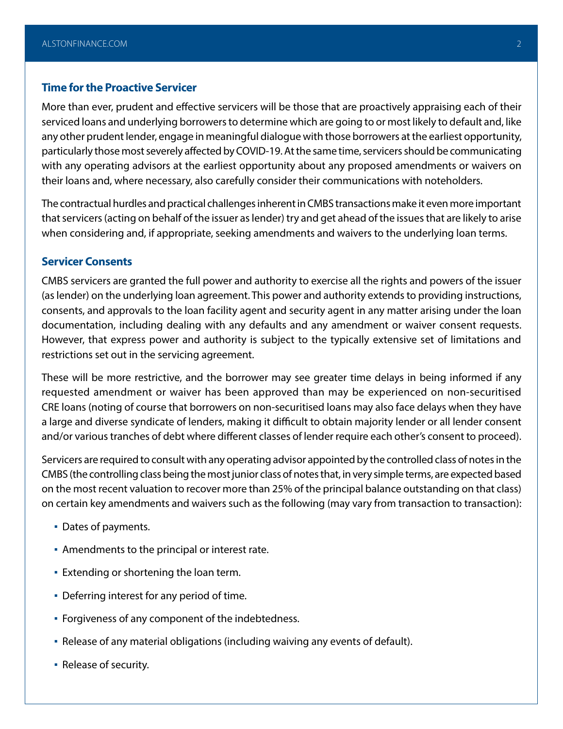## Time for the Proactive Servicer

More than ever, prudent and effective servicers will be those that are proactively appraising each of their serviced loans and underlying borrowers to determine which are going to or most likely to default and, like any other prudent lender, engage in meaningful dialogue with those borrowers at the earliest opportunity, particularly those most severely affected by COVID-19. At the same time, servicers should be communicating with any operating advisors at the earliest opportunity about any proposed amendments or waivers on their loans and, where necessary, also carefully consider their communications with noteholders.

The contractual hurdles and practical challenges inherent in CMBS transactions make it even more important that servicers (acting on behalf of the issuer as lender) try and get ahead of the issues that are likely to arise when considering and, if appropriate, seeking amendments and waivers to the underlying loan terms.

## Servicer Consents

CMBS servicers are granted the full power and authority to exercise all the rights and powers of the issuer (as lender) on the underlying loan agreement. This power and authority extends to providing instructions, consents, and approvals to the loan facility agent and security agent in any matter arising under the loan documentation, including dealing with any defaults and any amendment or waiver consent requests. However, that express power and authority is subject to the typically extensive set of limitations and restrictions set out in the servicing agreement.

These will be more restrictive, and the borrower may see greater time delays in being informed if any requested amendment or waiver has been approved than may be experienced on non-securitised CRE loans (noting of course that borrowers on non-securitised loans may also face delays when they have a large and diverse syndicate of lenders, making it difficult to obtain majority lender or all lender consent and/or various tranches of debt where different classes of lender require each other's consent to proceed).

Servicers are required to consult with any operating advisor appointed by the controlled class of notes in the CMBS (the controlling class being the most junior class of notes that, in very simple terms, are expected based on the most recent valuation to recover more than 25% of the principal balance outstanding on that class) on certain key amendments and waivers such as the following (may vary from transaction to transaction):

- Dates of payments.
- Amendments to the principal or interest rate.
- Extending or shortening the loan term.
- Deferring interest for any period of time.
- Forgiveness of any component of the indebtedness.
- Release of any material obligations (including waiving any events of default).
- Release of security.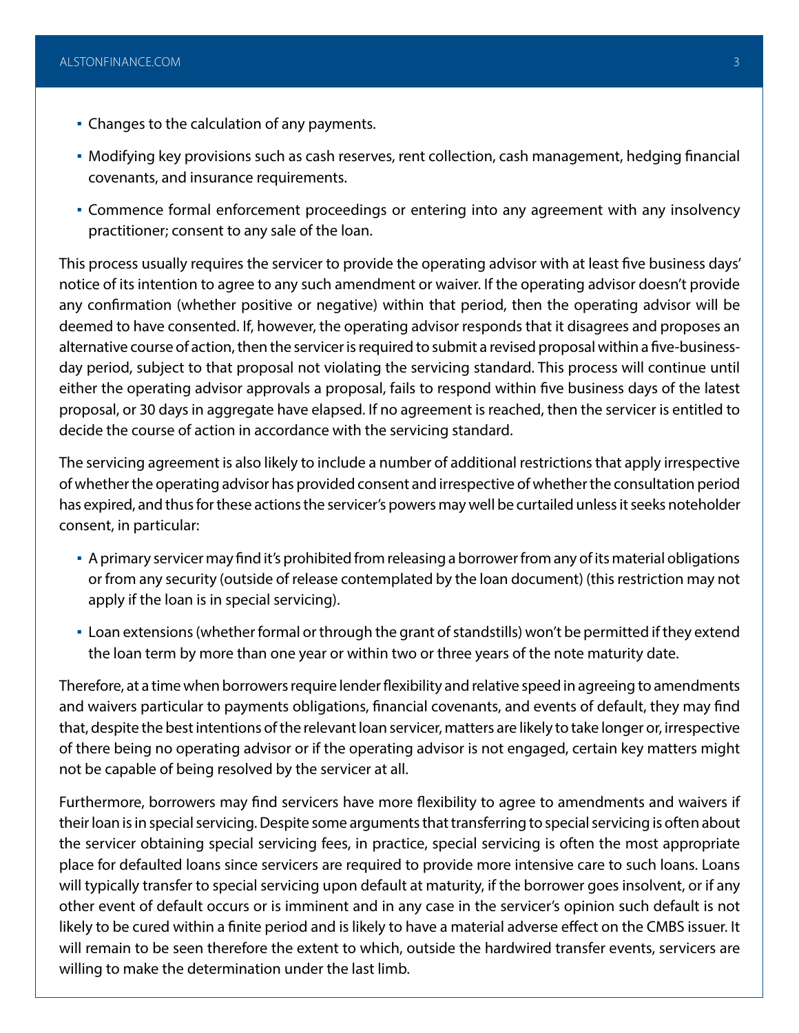- Changes to the calculation of any payments.
- Modifying key provisions such as cash reserves, rent collection, cash management, hedging financial covenants, and insurance requirements.
- Commence formal enforcement proceedings or entering into any agreement with any insolvency practitioner; consent to any sale of the loan.

This process usually requires the servicer to provide the operating advisor with at least five business days' notice of its intention to agree to any such amendment or waiver. If the operating advisor doesn't provide any confirmation (whether positive or negative) within that period, then the operating advisor will be deemed to have consented. If, however, the operating advisor responds that it disagrees and proposes an alternative course of action, then the servicer is required to submit a revised proposal within a five-business-day period, subject to that proposal not violating the servicing standard. This process will continue until either the operating advisor approvals a proposal, fails to respond within five business days of the latest proposal, or 30 days in aggregate have elapsed. If no agreement is reached, then the servicer is entitled to decide the course of action in accordance with the servicing standard.

The servicing agreement is also likely to include a number of additional restrictions that apply irrespective of whether the operating advisor has provided consent and irrespective of whether the consultation period has expired, and thus for these actions the servicer's powers may well be curtailed unless it seeks noteholder consent, in particular:

- A primary servicer may find it's prohibited from releasing a borrower from any of its material obligations or from any security (outside of release contemplated by the loan document) (this restriction may not apply if the loan is in special servicing).
- Loan extensions (whether formal or through the grant of standstills) won't be permitted if they extend the loan term by more than one year or within two or three years of the note maturity date.

Therefore, at a time when borrowers require lender flexibility and relative speed in agreeing to amendments and waivers particular to payments obligations, financial covenants, and events of default, they may find that, despite the best intentions of the relevant loan servicer, matters are likely to take longer or, irrespective of there being no operating advisor or if the operating advisor is not engaged, certain key matters might not be capable of being resolved by the servicer at all.

Furthermore, borrowers may find servicers have more flexibility to agree to amendments and waivers if their loan is in special servicing. Despite some arguments that transferring to special servicing is often about the servicer obtaining special servicing fees, in practice, special servicing is often the most appropriate place for defaulted loans since servicers are required to provide more intensive care to such loans. Loans will typically transfer to special servicing upon default at maturity, if the borrower goes insolvent, or if any other event of default occurs or is imminent and in any case in the servicer's opinion such default is not likely to be cured within a finite period and is likely to have a material adverse effect on the CMBS issuer. It will remain to be seen therefore the extent to which, outside the hardwired transfer events, servicers are willing to make the determination under the last limb.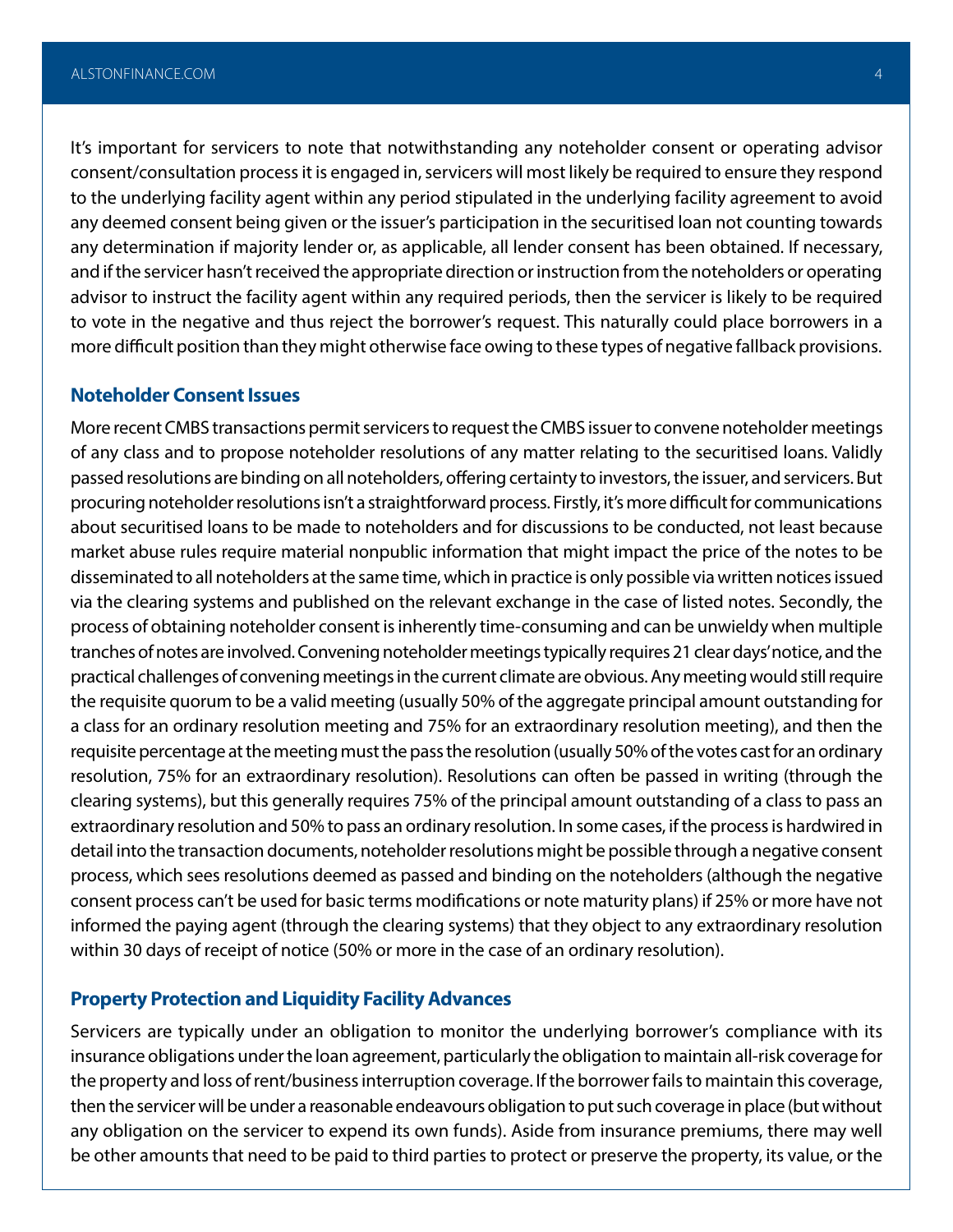It's important for servicers to note that notwithstanding any noteholder consent or operating advisor consent/consultation process it is engaged in, servicers will most likely be required to ensure they respond to the underlying facility agent within any period stipulated in the underlying facility agreement to avoid any deemed consent being given or the issuer's participation in the securitised loan not counting towards any determination if majority lender or, as applicable, all lender consent has been obtained. If necessary, and if the servicer hasn't received the appropriate direction or instruction from the noteholders or operating advisor to instruct the facility agent within any required periods, then the servicer is likely to be required to vote in the negative and thus reject the borrower's request. This naturally could place borrowers in a more difficult position than they might otherwise face owing to these types of negative fallback provisions.

### Noteholder Consent Issues

More recent CMBS transactions permit servicers to request the CMBS issuer to convene noteholder meetings of any class and to propose noteholder resolutions of any matter relating to the securitised loans. Validly passed resolutions are binding on all noteholders, offering certainty to investors, the issuer, and servicers. But procuring noteholder resolutions isn't a straightforward process. Firstly, it's more difficult for communications about securitised loans to be made to noteholders and for discussions to be conducted, not least because market abuse rules require material nonpublic information that might impact the price of the notes to be disseminated to all noteholders at the same time, which in practice is only possible via written notices issued via the clearing systems and published on the relevant exchange in the case of listed notes. Secondly, the process of obtaining noteholder consent is inherently time-consuming and can be unwieldy when multiple tranches of notes are involved. Convening noteholder meetings typically requires 21 clear days' notice, and the practical challenges of convening meetings in the current climate are obvious. Any meeting would still require the requisite quorum to be a valid meeting (usually 50% of the aggregate principal amount outstanding for a class for an ordinary resolution meeting and 75% for an extraordinary resolution meeting), and then the requisite percentage at the meeting must the pass the resolution (usually 50% of the votes cast for an ordinary resolution, 75% for an extraordinary resolution). Resolutions can often be passed in writing (through the clearing systems), but this generally requires 75% of the principal amount outstanding of a class to pass an extraordinary resolution and 50% to pass an ordinary resolution. In some cases, if the process is hardwired in detail into the transaction documents, noteholder resolutions might be possible through a negative consent process, which sees resolutions deemed as passed and binding on the noteholders (although the negative consent process can't be used for basic terms modifications or note maturity plans) if 25% or more have not informed the paying agent (through the clearing systems) that they object to any extraordinary resolution within 30 days of receipt of notice (50% or more in the case of an ordinary resolution).

### Property Protection and Liquidity Facility Advances

Servicers are typically under an obligation to monitor the underlying borrower's compliance with its insurance obligations under the loan agreement, particularly the obligation to maintain all-risk coverage for the property and loss of rent/business interruption coverage. If the borrower fails to maintain this coverage, then the servicer will be under a reasonable endeavours obligation to put such coverage in place (but without any obligation on the servicer to expend its own funds). Aside from insurance premiums, there may well be other amounts that need to be paid to third parties to protect or preserve the property, its value, or the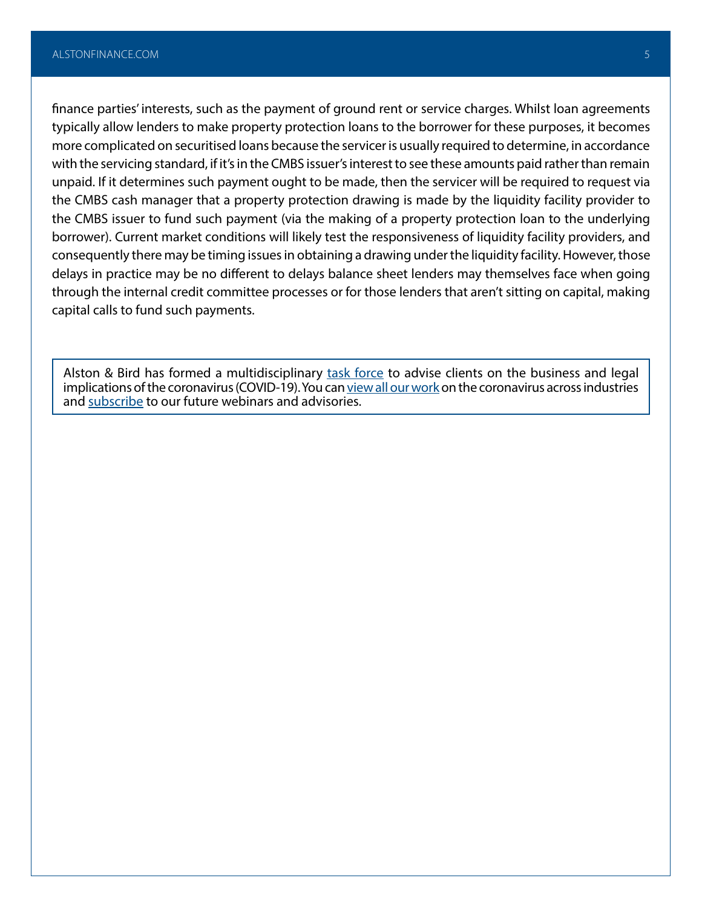finance parties' interests, such as the payment of ground rent or service charges. Whilst loan agreements typically allow lenders to make property protection loans to the borrower for these purposes, it becomes more complicated on securitised loans because the servicer is usually required to determine, in accordance with the servicing standard, if it's in the CMBS issuer's interest to see these amounts paid rather than remain unpaid. If it determines such payment ought to be made, then the servicer will be required to request via the CMBS cash manager that a property protection drawing is made by the liquidity facility provider to the CMBS issuer to fund such payment (via the making of a property protection loan to the underlying borrower). Current market conditions will likely test the responsiveness of liquidity facility providers, and consequently there may be timing issues in obtaining a drawing under the liquidity facility. However, those delays in practice may be no different to delays balance sheet lenders may themselves face when going through the internal credit committee processes or for those lenders that aren't sitting on capital, making capital calls to fund such payments.

Alston & Bird has formed a multidisciplinary task force to advise clients on the business and legal implications of the coronavirus (COVID-19). You can view all our work on the coronavirus across industries and subscribe to our future webinars and advisories.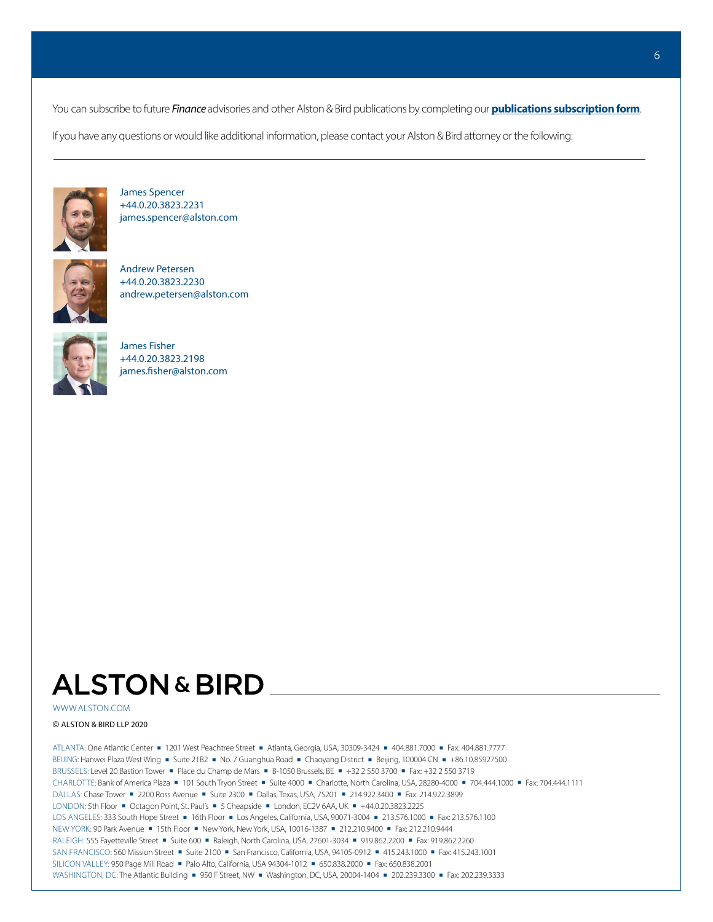You can subscribe to future *Finance* advisories and other Alston & Bird publications by completing our **publications subscription form**.

If you have any questions or would like additional information, please contact your Alston & Bird attorney or the following:

---

James Spencer
+44.0.20.3823.2231
james.spencer@alston.com

Andrew Petersen
+44.0.20.3823.2230
andrew.petersen@alston.com

James Fisher
+44.0.20.3823.2198
james.fisher@alston.com

# ALSTON & BIRD

WWW.ALSTON.COM

© ALSTON & BIRD LLP 2020

ATLANTA: One Atlantic Center ▪ 1201 West Peachtree Street ▪ Atlanta, Georgia, USA, 30309-3424 ▪ 404.881.7000 ▪ Fax: 404.881.7777
BEIJING: Hanwei Plaza West Wing ▪ Suite 21B2 ▪ No. 7 Guanghua Road ▪ Chaoyang District ▪ Beijing, 100004 CN ▪ +86.10.85927500
BRUSSELS: Level 20 Bastion Tower ▪ Place du Champ de Mars ▪ B-1050 Brussels, BE ▪ +32 2 550 3700 ▪ Fax: +32 2 550 3719
CHARLOTTE: Bank of America Plaza ▪ 101 South Tryon Street ▪ Suite 4000 ▪ Charlotte, North Carolina, USA, 28280-4000 ▪ 704.444.1000 ▪ Fax: 704.444.1111
DALLAS: Chase Tower ▪ 2200 Ross Avenue ▪ Suite 2300 ▪ Dallas, Texas, USA, 75201 ▪ 214.922.3400 ▪ Fax: 214.922.3899
LONDON: 5th Floor ▪ Octagon Point, St. Paul's ▪ 5 Cheapside ▪ London, EC2V 6AA, UK ▪ +44.0.20.3823.2225
LOS ANGELES: 333 South Hope Street ▪ 16th Floor ▪ Los Angeles, California, USA, 90071-3004 ▪ 213.576.1000 ▪ Fax: 213.576.1100
NEW YORK: 90 Park Avenue ▪ 15th Floor ▪ New York, New York, USA, 10016-1387 ▪ 212.210.9400 ▪ Fax: 212.210.9444
RALEIGH: 555 Fayetteville Street ▪ Suite 600 ▪ Raleigh, North Carolina, USA, 27601-3034 ▪ 919.862.2200 ▪ Fax: 919.862.2260
SAN FRANCISCO: 560 Mission Street ▪ Suite 2100 ▪ San Francisco, California, USA, 94105-0912 ▪ 415.243.1000 ▪ Fax: 415.243.1001
SILICON VALLEY: 950 Page Mill Road ▪ Palo Alto, California, USA 94304-1012 ▪ 650.838.2000 ▪ Fax: 650.838.2001
WASHINGTON, DC: The Atlantic Building ▪ 950 F Street, NW ▪ Washington, DC, USA, 20004-1404 ▪ 202.239.3300 ▪ Fax: 202.239.3333